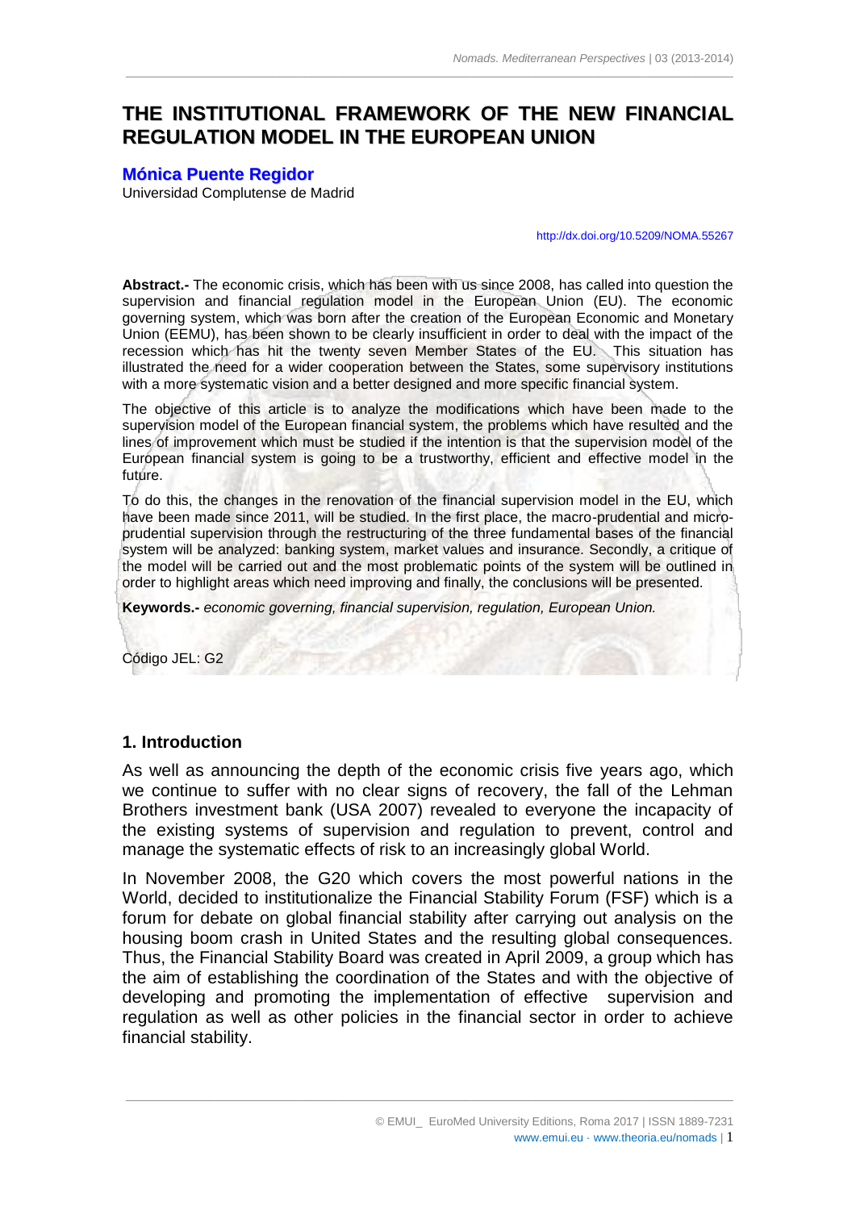# THE INSTITUTIONAL FRAMEWORK OF THE NEW FINANCIAL REGULATION MODEL IN THE EUROPEAN UNION

**Mónica Puente Regidor**
Universidad Complutense de Madrid

http://dx.doi.org/10.5209/NOMA.55267

**Abstract.-** The economic crisis, which has been with us since 2008, has called into question the supervision and financial regulation model in the European Union (EU). The economic governing system, which was born after the creation of the European Economic and Monetary Union (EEMU), has been shown to be clearly insufficient in order to deal with the impact of the recession which has hit the twenty seven Member States of the EU. This situation has illustrated the need for a wider cooperation between the States, some supervisory institutions with a more systematic vision and a better designed and more specific financial system.

The objective of this article is to analyze the modifications which have been made to the supervision model of the European financial system, the problems which have resulted and the lines of improvement which must be studied if the intention is that the supervision model of the European financial system is going to be a trustworthy, efficient and effective model in the future.

To do this, the changes in the renovation of the financial supervision model in the EU, which have been made since 2011, will be studied. In the first place, the macro-prudential and micro-prudential supervision through the restructuring of the three fundamental bases of the financial system will be analyzed: banking system, market values and insurance. Secondly, a critique of the model will be carried out and the most problematic points of the system will be outlined in order to highlight areas which need improving and finally, the conclusions will be presented.

**Keywords.-** *economic governing, financial supervision, regulation, European Union.*

Código JEL: G2

## 1. Introduction

As well as announcing the depth of the economic crisis five years ago, which we continue to suffer with no clear signs of recovery, the fall of the Lehman Brothers investment bank (USA 2007) revealed to everyone the incapacity of the existing systems of supervision and regulation to prevent, control and manage the systematic effects of risk to an increasingly global World.

In November 2008, the G20 which covers the most powerful nations in the World, decided to institutionalize the Financial Stability Forum (FSF) which is a forum for debate on global financial stability after carrying out analysis on the housing boom crash in United States and the resulting global consequences. Thus, the Financial Stability Board was created in April 2009, a group which has the aim of establishing the coordination of the States and with the objective of developing and promoting the implementation of effective supervision and regulation as well as other policies in the financial sector in order to achieve financial stability.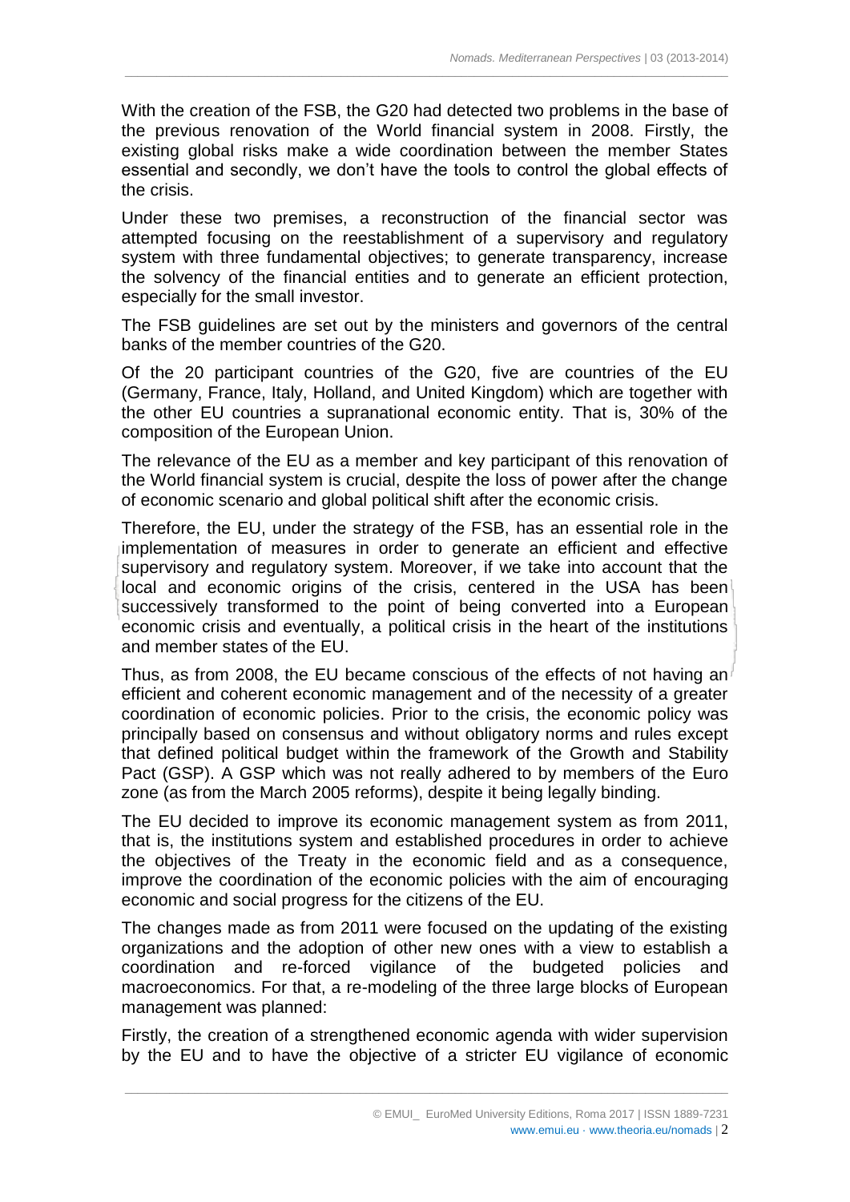With the creation of the FSB, the G20 had detected two problems in the base of the previous renovation of the World financial system in 2008. Firstly, the existing global risks make a wide coordination between the member States essential and secondly, we don't have the tools to control the global effects of the crisis.

Under these two premises, a reconstruction of the financial sector was attempted focusing on the reestablishment of a supervisory and regulatory system with three fundamental objectives; to generate transparency, increase the solvency of the financial entities and to generate an efficient protection, especially for the small investor.

The FSB guidelines are set out by the ministers and governors of the central banks of the member countries of the G20.

Of the 20 participant countries of the G20, five are countries of the EU (Germany, France, Italy, Holland, and United Kingdom) which are together with the other EU countries a supranational economic entity. That is, 30% of the composition of the European Union.

The relevance of the EU as a member and key participant of this renovation of the World financial system is crucial, despite the loss of power after the change of economic scenario and global political shift after the economic crisis.

Therefore, the EU, under the strategy of the FSB, has an essential role in the implementation of measures in order to generate an efficient and effective supervisory and regulatory system. Moreover, if we take into account that the local and economic origins of the crisis, centered in the USA has been successively transformed to the point of being converted into a European economic crisis and eventually, a political crisis in the heart of the institutions and member states of the EU.

Thus, as from 2008, the EU became conscious of the effects of not having an efficient and coherent economic management and of the necessity of a greater coordination of economic policies. Prior to the crisis, the economic policy was principally based on consensus and without obligatory norms and rules except that defined political budget within the framework of the Growth and Stability Pact (GSP). A GSP which was not really adhered to by members of the Euro zone (as from the March 2005 reforms), despite it being legally binding.

The EU decided to improve its economic management system as from 2011, that is, the institutions system and established procedures in order to achieve the objectives of the Treaty in the economic field and as a consequence, improve the coordination of the economic policies with the aim of encouraging economic and social progress for the citizens of the EU.

The changes made as from 2011 were focused on the updating of the existing organizations and the adoption of other new ones with a view to establish a coordination and re-forced vigilance of the budgeted policies and macroeconomics. For that, a re-modeling of the three large blocks of European management was planned:

Firstly, the creation of a strengthened economic agenda with wider supervision by the EU and to have the objective of a stricter EU vigilance of economic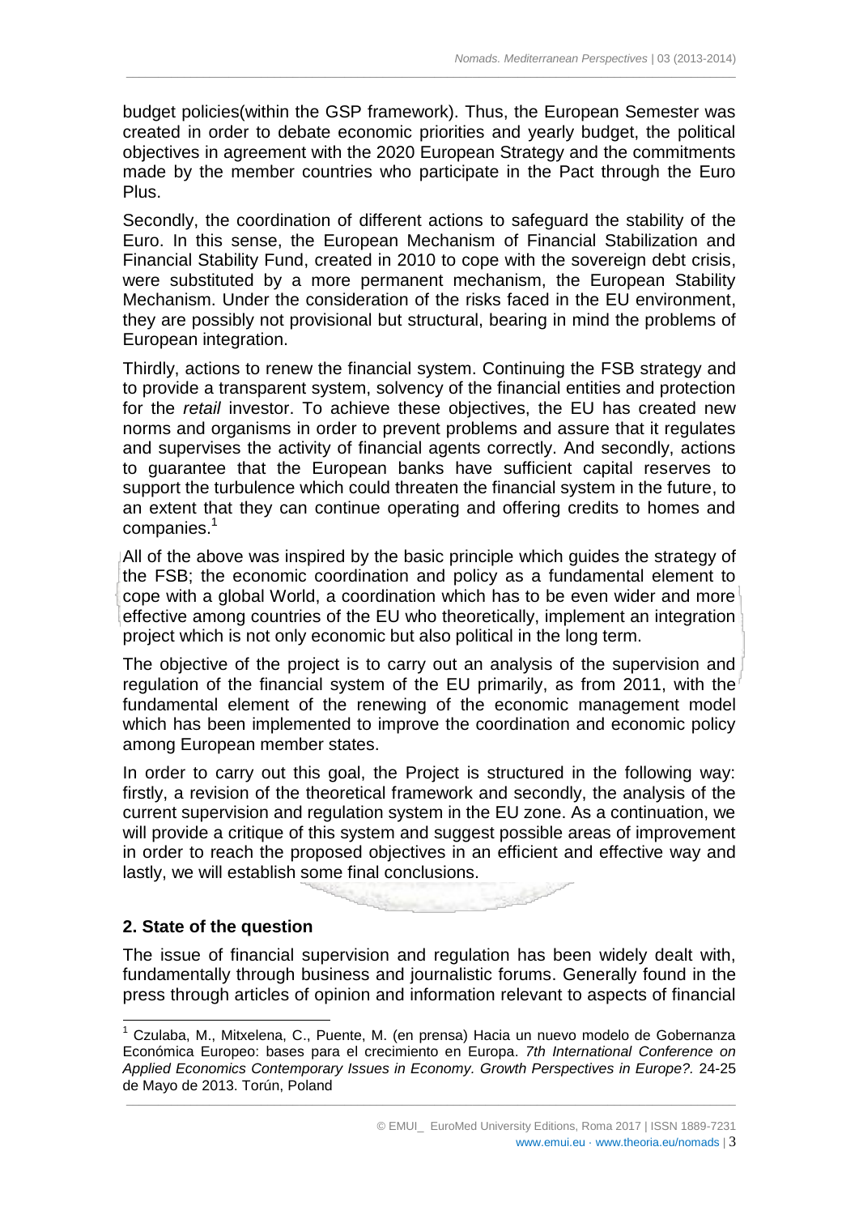budget policies(within the GSP framework). Thus, the European Semester was created in order to debate economic priorities and yearly budget, the political objectives in agreement with the 2020 European Strategy and the commitments made by the member countries who participate in the Pact through the Euro Plus.

Secondly, the coordination of different actions to safeguard the stability of the Euro. In this sense, the European Mechanism of Financial Stabilization and Financial Stability Fund, created in 2010 to cope with the sovereign debt crisis, were substituted by a more permanent mechanism, the European Stability Mechanism. Under the consideration of the risks faced in the EU environment, they are possibly not provisional but structural, bearing in mind the problems of European integration.

Thirdly, actions to renew the financial system. Continuing the FSB strategy and to provide a transparent system, solvency of the financial entities and protection for the *retail* investor. To achieve these objectives, the EU has created new norms and organisms in order to prevent problems and assure that it regulates and supervises the activity of financial agents correctly. And secondly, actions to guarantee that the European banks have sufficient capital reserves to support the turbulence which could threaten the financial system in the future, to an extent that they can continue operating and offering credits to homes and companies.[1]

All of the above was inspired by the basic principle which guides the strategy of the FSB; the economic coordination and policy as a fundamental element to cope with a global World, a coordination which has to be even wider and more effective among countries of the EU who theoretically, implement an integration project which is not only economic but also political in the long term.

The objective of the project is to carry out an analysis of the supervision and regulation of the financial system of the EU primarily, as from 2011, with the fundamental element of the renewing of the economic management model which has been implemented to improve the coordination and economic policy among European member states.

In order to carry out this goal, the Project is structured in the following way: firstly, a revision of the theoretical framework and secondly, the analysis of the current supervision and regulation system in the EU zone. As a continuation, we will provide a critique of this system and suggest possible areas of improvement in order to reach the proposed objectives in an efficient and effective way and lastly, we will establish some final conclusions.

## 2. State of the question

The issue of financial supervision and regulation has been widely dealt with, fundamentally through business and journalistic forums. Generally found in the press through articles of opinion and information relevant to aspects of financial

[1] Czulaba, M., Mitxelena, C., Puente, M. (en prensa) Hacia un nuevo modelo de Gobernanza Económica Europeo: bases para el crecimiento en Europa. *7th International Conference on Applied Economics Contemporary Issues in Economy. Growth Perspectives in Europe?.* 24-25 de Mayo de 2013. Torún, Poland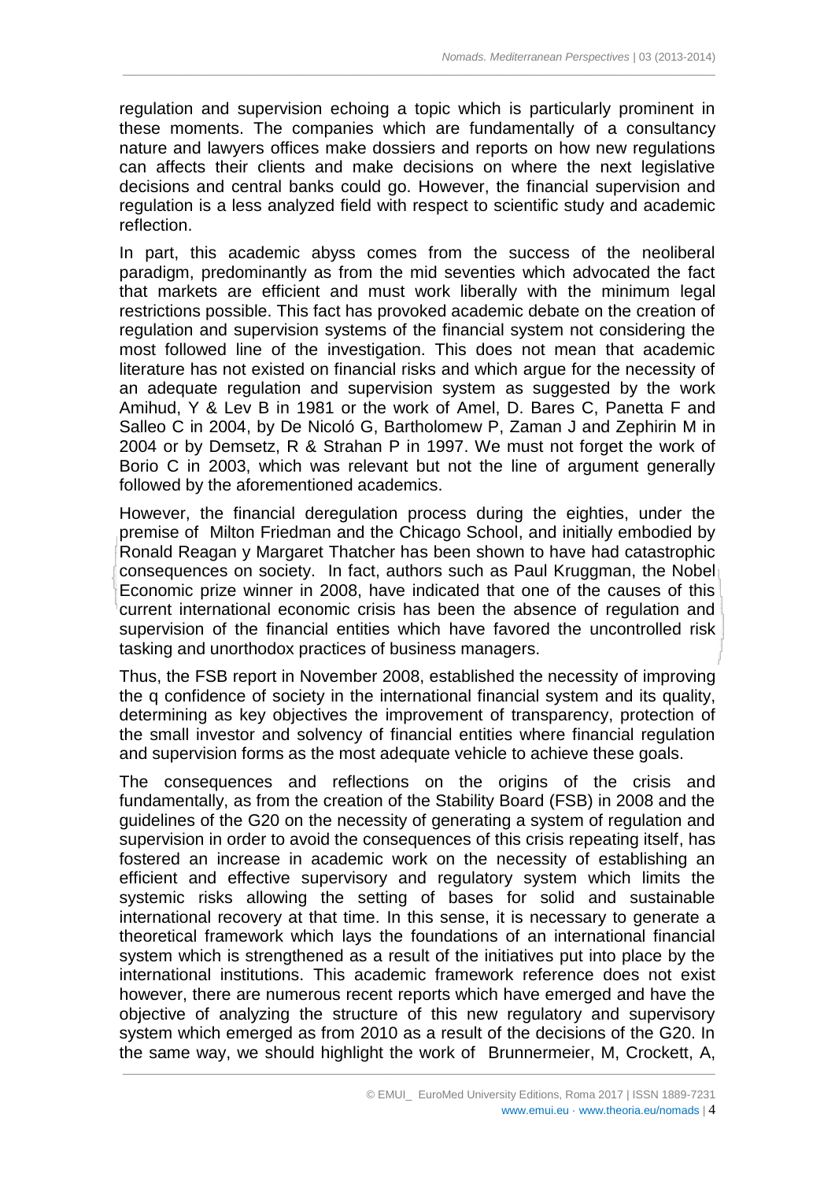regulation and supervision echoing a topic which is particularly prominent in these moments. The companies which are fundamentally of a consultancy nature and lawyers offices make dossiers and reports on how new regulations can affects their clients and make decisions on where the next legislative decisions and central banks could go. However, the financial supervision and regulation is a less analyzed field with respect to scientific study and academic reflection.

In part, this academic abyss comes from the success of the neoliberal paradigm, predominantly as from the mid seventies which advocated the fact that markets are efficient and must work liberally with the minimum legal restrictions possible. This fact has provoked academic debate on the creation of regulation and supervision systems of the financial system not considering the most followed line of the investigation. This does not mean that academic literature has not existed on financial risks and which argue for the necessity of an adequate regulation and supervision system as suggested by the work Amihud, Y & Lev B in 1981 or the work of Amel, D. Bares C, Panetta F and Salleo C in 2004, by De Nicoló G, Bartholomew P, Zaman J and Zephirin M in 2004 or by Demsetz, R & Strahan P in 1997. We must not forget the work of Borio C in 2003, which was relevant but not the line of argument generally followed by the aforementioned academics.

However, the financial deregulation process during the eighties, under the premise of Milton Friedman and the Chicago School, and initially embodied by Ronald Reagan y Margaret Thatcher has been shown to have had catastrophic consequences on society. In fact, authors such as Paul Kruggman, the Nobel Economic prize winner in 2008, have indicated that one of the causes of this current international economic crisis has been the absence of regulation and supervision of the financial entities which have favored the uncontrolled risk tasking and unorthodox practices of business managers.

Thus, the FSB report in November 2008, established the necessity of improving the q confidence of society in the international financial system and its quality, determining as key objectives the improvement of transparency, protection of the small investor and solvency of financial entities where financial regulation and supervision forms as the most adequate vehicle to achieve these goals.

The consequences and reflections on the origins of the crisis and fundamentally, as from the creation of the Stability Board (FSB) in 2008 and the guidelines of the G20 on the necessity of generating a system of regulation and supervision in order to avoid the consequences of this crisis repeating itself, has fostered an increase in academic work on the necessity of establishing an efficient and effective supervisory and regulatory system which limits the systemic risks allowing the setting of bases for solid and sustainable international recovery at that time. In this sense, it is necessary to generate a theoretical framework which lays the foundations of an international financial system which is strengthened as a result of the initiatives put into place by the international institutions. This academic framework reference does not exist however, there are numerous recent reports which have emerged and have the objective of analyzing the structure of this new regulatory and supervisory system which emerged as from 2010 as a result of the decisions of the G20. In the same way, we should highlight the work of Brunnermeier, M, Crockett, A,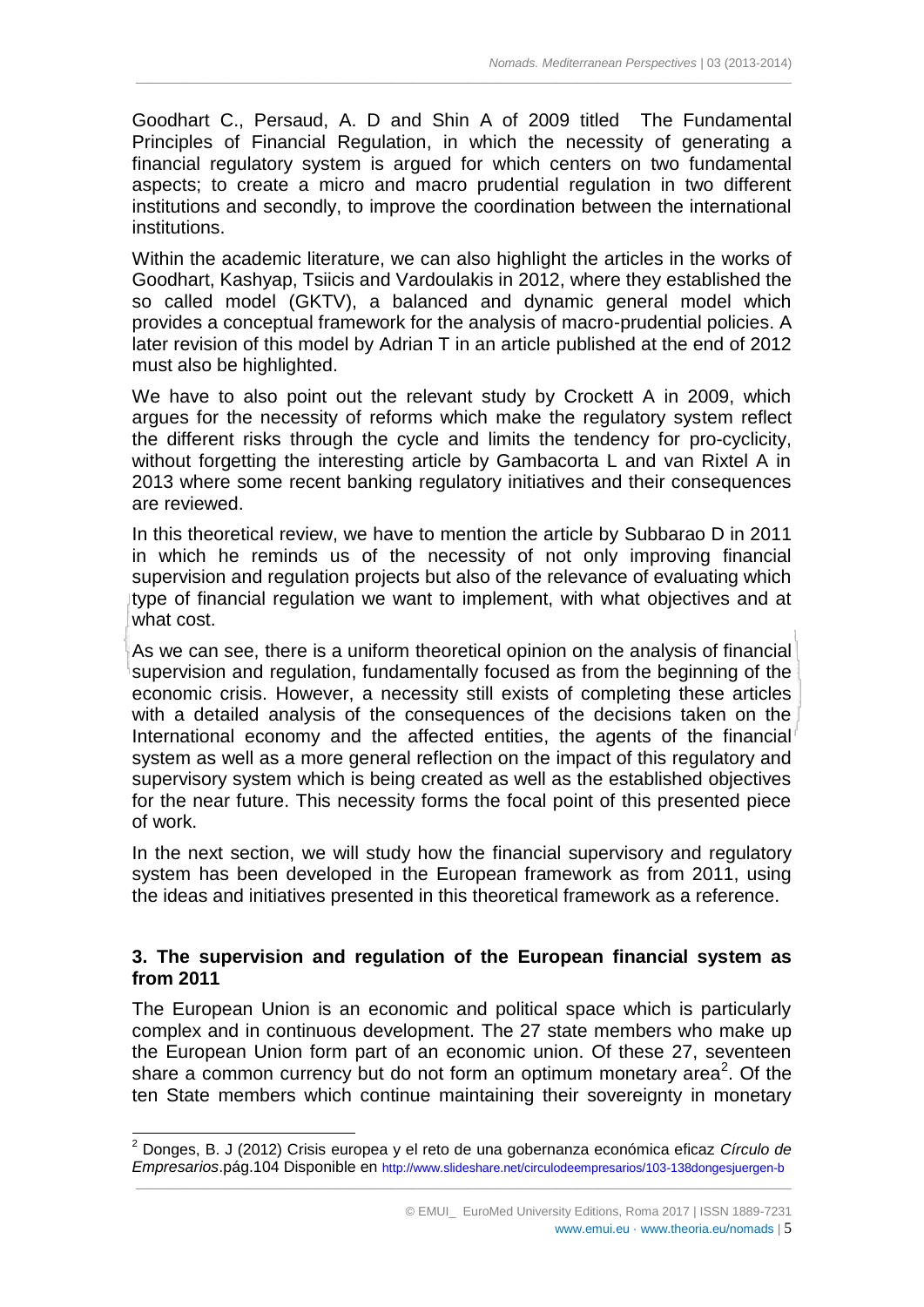Goodhart C., Persaud, A. D and Shin A of 2009 titled The Fundamental Principles of Financial Regulation, in which the necessity of generating a financial regulatory system is argued for which centers on two fundamental aspects; to create a micro and macro prudential regulation in two different institutions and secondly, to improve the coordination between the international institutions.

Within the academic literature, we can also highlight the articles in the works of Goodhart, Kashyap, Tsiicis and Vardoulakis in 2012, where they established the so called model (GKTV), a balanced and dynamic general model which provides a conceptual framework for the analysis of macro-prudential policies. A later revision of this model by Adrian T in an article published at the end of 2012 must also be highlighted.

We have to also point out the relevant study by Crockett A in 2009, which argues for the necessity of reforms which make the regulatory system reflect the different risks through the cycle and limits the tendency for pro-cyclicity, without forgetting the interesting article by Gambacorta L and van Rixtel A in 2013 where some recent banking regulatory initiatives and their consequences are reviewed.

In this theoretical review, we have to mention the article by Subbarao D in 2011 in which he reminds us of the necessity of not only improving financial supervision and regulation projects but also of the relevance of evaluating which type of financial regulation we want to implement, with what objectives and at what cost.

As we can see, there is a uniform theoretical opinion on the analysis of financial supervision and regulation, fundamentally focused as from the beginning of the economic crisis. However, a necessity still exists of completing these articles with a detailed analysis of the consequences of the decisions taken on the International economy and the affected entities, the agents of the financial system as well as a more general reflection on the impact of this regulatory and supervisory system which is being created as well as the established objectives for the near future. This necessity forms the focal point of this presented piece of work.

In the next section, we will study how the financial supervisory and regulatory system has been developed in the European framework as from 2011, using the ideas and initiatives presented in this theoretical framework as a reference.

## 3. The supervision and regulation of the European financial system as from 2011

The European Union is an economic and political space which is particularly complex and in continuous development. The 27 state members who make up the European Union form part of an economic union. Of these 27, seventeen share a common currency but do not form an optimum monetary area[2]. Of the ten State members which continue maintaining their sovereignty in monetary

[2] Donges, B. J (2012) Crisis europea y el reto de una gobernanza económica eficaz *Círculo de Empresarios*.pág.104 Disponible en http://www.slideshare.net/circulodeempresarios/103-138dongesjuergen-b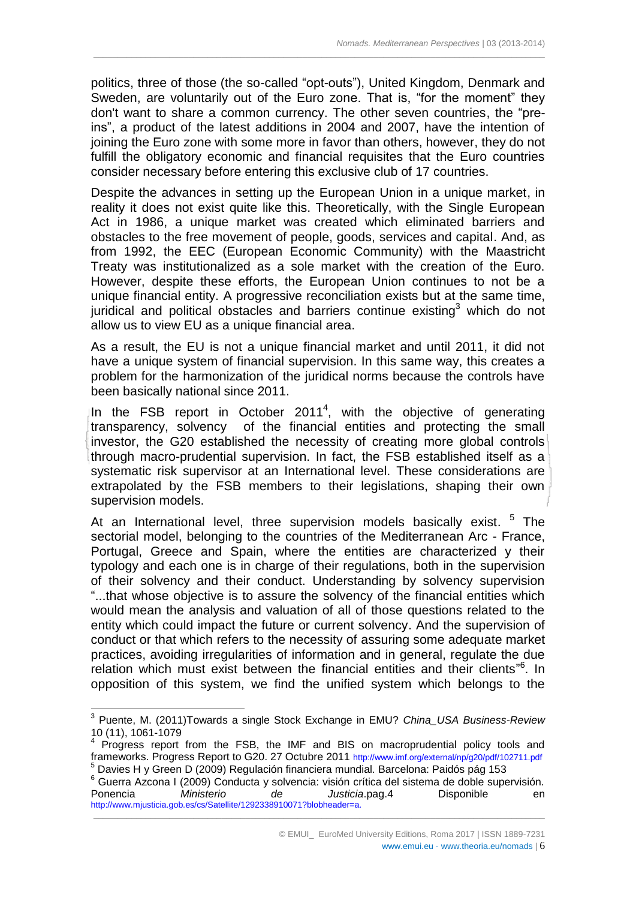politics, three of those (the so-called "opt-outs"), United Kingdom, Denmark and Sweden, are voluntarily out of the Euro zone. That is, "for the moment" they don't want to share a common currency. The other seven countries, the "pre-ins", a product of the latest additions in 2004 and 2007, have the intention of joining the Euro zone with some more in favor than others, however, they do not fulfill the obligatory economic and financial requisites that the Euro countries consider necessary before entering this exclusive club of 17 countries.

Despite the advances in setting up the European Union in a unique market, in reality it does not exist quite like this. Theoretically, with the Single European Act in 1986, a unique market was created which eliminated barriers and obstacles to the free movement of people, goods, services and capital. And, as from 1992, the EEC (European Economic Community) with the Maastricht Treaty was institutionalized as a sole market with the creation of the Euro. However, despite these efforts, the European Union continues to not be a unique financial entity. A progressive reconciliation exists but at the same time, juridical and political obstacles and barriers continue existing[3] which do not allow us to view EU as a unique financial area.

As a result, the EU is not a unique financial market and until 2011, it did not have a unique system of financial supervision. In this same way, this creates a problem for the harmonization of the juridical norms because the controls have been basically national since 2011.

In the FSB report in October 2011[4], with the objective of generating transparency, solvency of the financial entities and protecting the small investor, the G20 established the necessity of creating more global controls through macro-prudential supervision. In fact, the FSB established itself as a systematic risk supervisor at an International level. These considerations are extrapolated by the FSB members to their legislations, shaping their own supervision models.

At an International level, three supervision models basically exist. [5] The sectorial model, belonging to the countries of the Mediterranean Arc - France, Portugal, Greece and Spain, where the entities are characterized y their typology and each one is in charge of their regulations, both in the supervision of their solvency and their conduct. Understanding by solvency supervision "...that whose objective is to assure the solvency of the financial entities which would mean the analysis and valuation of all of those questions related to the entity which could impact the future or current solvency. And the supervision of conduct or that which refers to the necessity of assuring some adequate market practices, avoiding irregularities of information and in general, regulate the due relation which must exist between the financial entities and their clients"[6]. In opposition of this system, we find the unified system which belongs to the

---

[3] Puente, M. (2011)Towards a single Stock Exchange in EMU? *China_USA Business-Review* 10 (11), 1061-1079

[4] Progress report from the FSB, the IMF and BIS on macroprudential policy tools and frameworks. Progress Report to G20. 27 Octubre 2011 http://www.imf.org/external/np/g20/pdf/102711.pdf

[5] Davies H y Green D (2009) Regulación financiera mundial. Barcelona: Paidós pág 153

[6] Guerra Azcona I (2009) Conducta y solvencia: visión crítica del sistema de doble supervisión. Ponencia *Ministerio de Justicia*.pag.4 Disponible en http://www.mjusticia.gob.es/cs/Satellite/1292338910071?blobheader=a.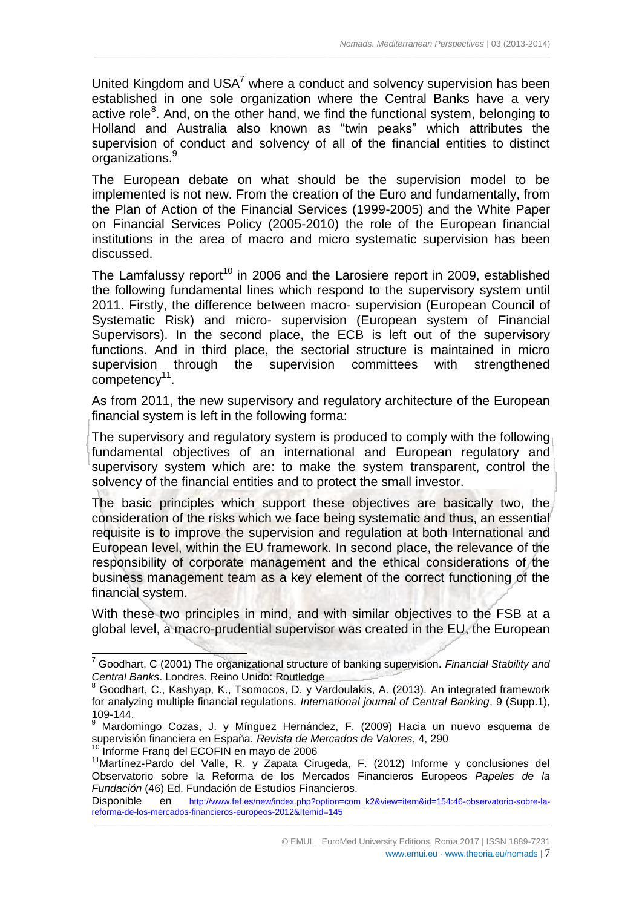United Kingdom and USA[7] where a conduct and solvency supervision has been established in one sole organization where the Central Banks have a very active role[8]. And, on the other hand, we find the functional system, belonging to Holland and Australia also known as "twin peaks" which attributes the supervision of conduct and solvency of all of the financial entities to distinct organizations.[9]

The European debate on what should be the supervision model to be implemented is not new. From the creation of the Euro and fundamentally, from the Plan of Action of the Financial Services (1999-2005) and the White Paper on Financial Services Policy (2005-2010) the role of the European financial institutions in the area of macro and micro systematic supervision has been discussed.

The Lamfalussy report[10] in 2006 and the Larosiere report in 2009, established the following fundamental lines which respond to the supervisory system until 2011. Firstly, the difference between macro- supervision (European Council of Systematic Risk) and micro- supervision (European system of Financial Supervisors). In the second place, the ECB is left out of the supervisory functions. And in third place, the sectorial structure is maintained in micro supervision through the supervision committees with strengthened competency[11].

As from 2011, the new supervisory and regulatory architecture of the European financial system is left in the following forma:

The supervisory and regulatory system is produced to comply with the following fundamental objectives of an international and European regulatory and supervisory system which are: to make the system transparent, control the solvency of the financial entities and to protect the small investor.

The basic principles which support these objectives are basically two, the consideration of the risks which we face being systematic and thus, an essential requisite is to improve the supervision and regulation at both International and European level, within the EU framework. In second place, the relevance of the responsibility of corporate management and the ethical considerations of the business management team as a key element of the correct functioning of the financial system.

With these two principles in mind, and with similar objectives to the FSB at a global level, a macro-prudential supervisor was created in the EU, the European

---

[7] Goodhart, C (2001) The organizational structure of banking supervision. *Financial Stability and Central Banks*. Londres. Reino Unido: Routledge

[8] Goodhart, C., Kashyap, K., Tsomocos, D. y Vardoulakis, A. (2013). An integrated framework for analyzing multiple financial regulations. *International journal of Central Banking*, 9 (Supp.1), 109-144.

[9] Mardomingo Cozas, J. y Mínguez Hernández, F. (2009) Hacia un nuevo esquema de supervisión financiera en España. *Revista de Mercados de Valores*, 4, 290

[10] Informe Franq del ECOFIN en mayo de 2006

[11] Martínez-Pardo del Valle, R. y Zapata Cirugeda, F. (2012) Informe y conclusiones del Observatorio sobre la Reforma de los Mercados Financieros Europeos *Papeles de la Fundación* (46) Ed. Fundación de Estudios Financieros. Disponible en http://www.fef.es/new/index.php?option=com_k2&view=item&id=154:46-observatorio-sobre-la-reforma-de-los-mercados-financieros-europeos-2012&Itemid=145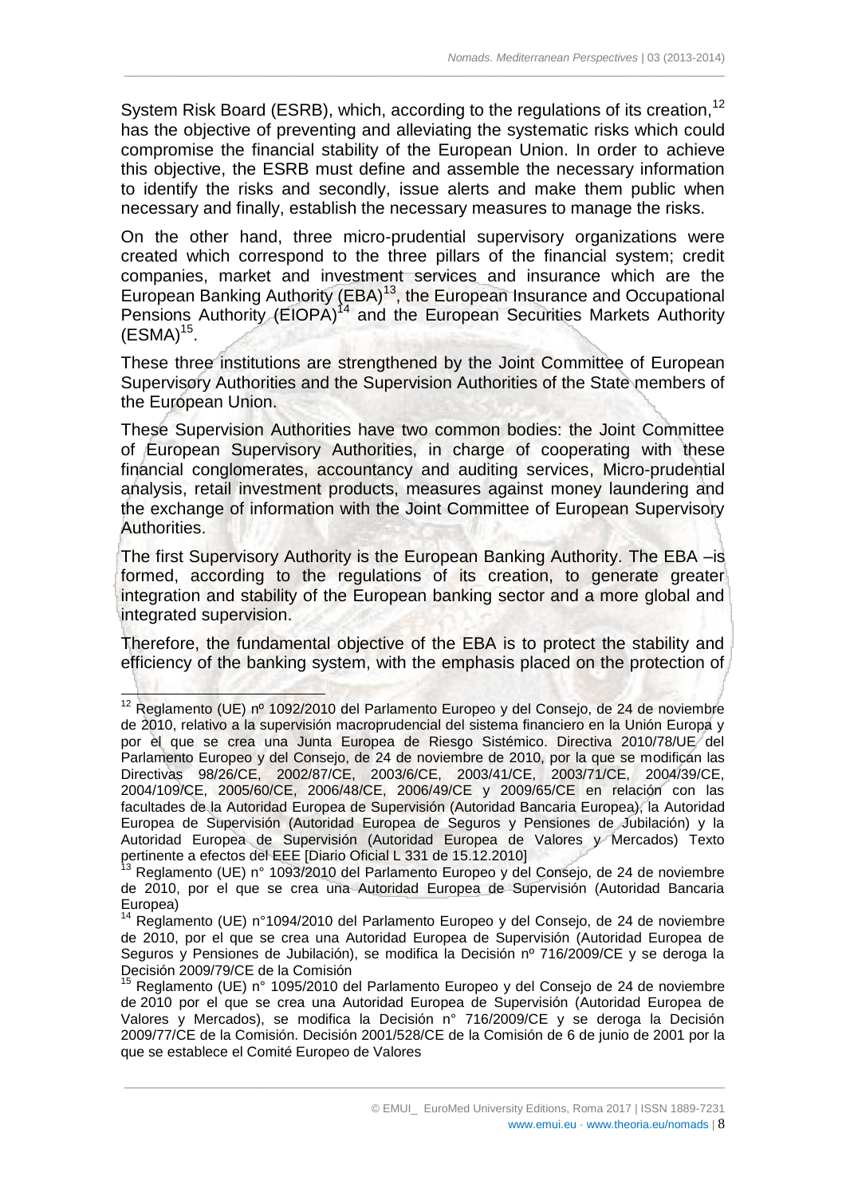System Risk Board (ESRB), which, according to the regulations of its creation,[12] has the objective of preventing and alleviating the systematic risks which could compromise the financial stability of the European Union. In order to achieve this objective, the ESRB must define and assemble the necessary information to identify the risks and secondly, issue alerts and make them public when necessary and finally, establish the necessary measures to manage the risks.

On the other hand, three micro-prudential supervisory organizations were created which correspond to the three pillars of the financial system; credit companies, market and investment services and insurance which are the European Banking Authority (EBA)[13], the European Insurance and Occupational Pensions Authority (EIOPA)[14] and the European Securities Markets Authority (ESMA)[15].

These three institutions are strengthened by the Joint Committee of European Supervisory Authorities and the Supervision Authorities of the State members of the European Union.

These Supervision Authorities have two common bodies: the Joint Committee of European Supervisory Authorities, in charge of cooperating with these financial conglomerates, accountancy and auditing services, Micro-prudential analysis, retail investment products, measures against money laundering and the exchange of information with the Joint Committee of European Supervisory Authorities.

The first Supervisory Authority is the European Banking Authority. The EBA –is formed, according to the regulations of its creation, to generate greater integration and stability of the European banking sector and a more global and integrated supervision.

Therefore, the fundamental objective of the EBA is to protect the stability and efficiency of the banking system, with the emphasis placed on the protection of

---

[12] Reglamento (UE) nº 1092/2010 del Parlamento Europeo y del Consejo, de 24 de noviembre de 2010, relativo a la supervisión macroprudencial del sistema financiero en la Unión Europa y por el que se crea una Junta Europea de Riesgo Sistémico. Directiva 2010/78/UE del Parlamento Europeo y del Consejo, de 24 de noviembre de 2010, por la que se modifican las Directivas 98/26/CE, 2002/87/CE, 2003/6/CE, 2003/41/CE, 2003/71/CE, 2004/39/CE, 2004/109/CE, 2005/60/CE, 2006/48/CE, 2006/49/CE y 2009/65/CE en relación con las facultades de la Autoridad Europea de Supervisión (Autoridad Bancaria Europea), la Autoridad Europea de Supervisión (Autoridad Europea de Seguros y Pensiones de Jubilación) y la Autoridad Europea de Supervisión (Autoridad Europea de Valores y Mercados) Texto pertinente a efectos del EEE [Diario Oficial L 331 de 15.12.2010]

[13] Reglamento (UE) n° 1093/2010 del Parlamento Europeo y del Consejo, de 24 de noviembre de 2010, por el que se crea una Autoridad Europea de Supervisión (Autoridad Bancaria Europea)

[14] Reglamento (UE) n°1094/2010 del Parlamento Europeo y del Consejo, de 24 de noviembre de 2010, por el que se crea una Autoridad Europea de Supervisión (Autoridad Europea de Seguros y Pensiones de Jubilación), se modifica la Decisión nº 716/2009/CE y se deroga la Decisión 2009/79/CE de la Comisión

[15] Reglamento (UE) n° 1095/2010 del Parlamento Europeo y del Consejo de 24 de noviembre de 2010 por el que se crea una Autoridad Europea de Supervisión (Autoridad Europea de Valores y Mercados), se modifica la Decisión n° 716/2009/CE y se deroga la Decisión 2009/77/CE de la Comisión. Decisión 2001/528/CE de la Comisión de 6 de junio de 2001 por la que se establece el Comité Europeo de Valores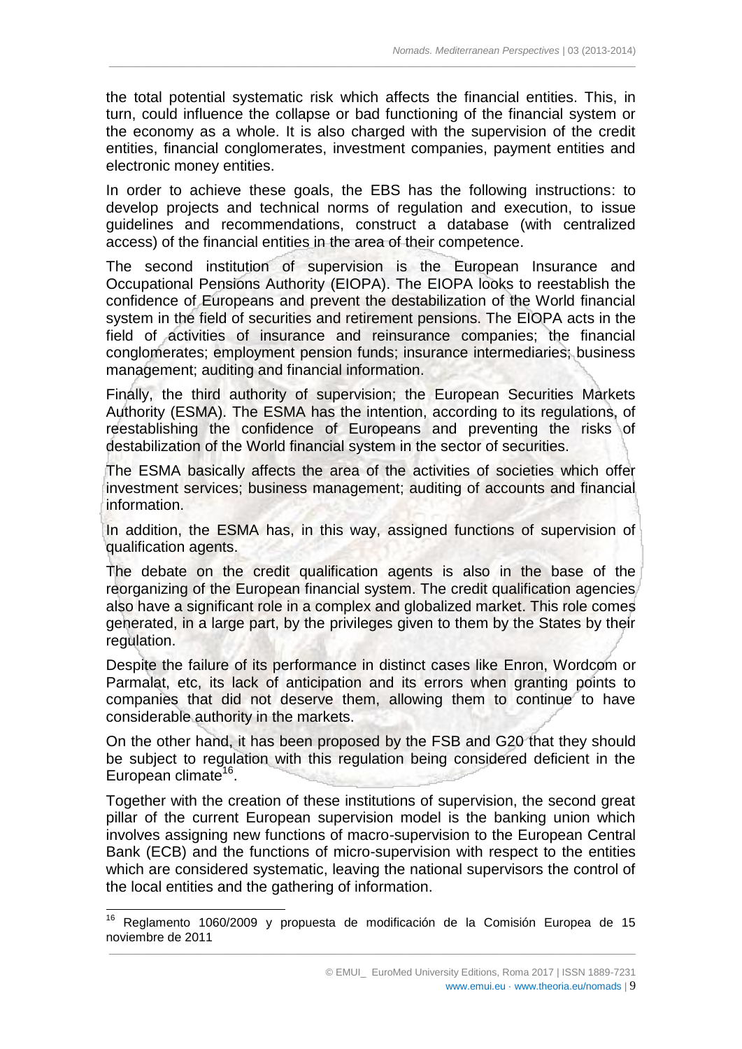the total potential systematic risk which affects the financial entities. This, in turn, could influence the collapse or bad functioning of the financial system or the economy as a whole. It is also charged with the supervision of the credit entities, financial conglomerates, investment companies, payment entities and electronic money entities.

In order to achieve these goals, the EBS has the following instructions: to develop projects and technical norms of regulation and execution, to issue guidelines and recommendations, construct a database (with centralized access) of the financial entities in the area of their competence.

The second institution of supervision is the European Insurance and Occupational Pensions Authority (EIOPA). The EIOPA looks to reestablish the confidence of Europeans and prevent the destabilization of the World financial system in the field of securities and retirement pensions. The EIOPA acts in the field of activities of insurance and reinsurance companies; the financial conglomerates; employment pension funds; insurance intermediaries; business management; auditing and financial information.

Finally, the third authority of supervision; the European Securities Markets Authority (ESMA). The ESMA has the intention, according to its regulations, of reestablishing the confidence of Europeans and preventing the risks of destabilization of the World financial system in the sector of securities.

The ESMA basically affects the area of the activities of societies which offer investment services; business management; auditing of accounts and financial information.

In addition, the ESMA has, in this way, assigned functions of supervision of qualification agents.

The debate on the credit qualification agents is also in the base of the reorganizing of the European financial system. The credit qualification agencies also have a significant role in a complex and globalized market. This role comes generated, in a large part, by the privileges given to them by the States by their regulation.

Despite the failure of its performance in distinct cases like Enron, Wordcom or Parmalat, etc, its lack of anticipation and its errors when granting points to companies that did not deserve them, allowing them to continue to have considerable authority in the markets.

On the other hand, it has been proposed by the FSB and G20 that they should be subject to regulation with this regulation being considered deficient in the European climate[16].

Together with the creation of these institutions of supervision, the second great pillar of the current European supervision model is the banking union which involves assigning new functions of macro-supervision to the European Central Bank (ECB) and the functions of micro-supervision with respect to the entities which are considered systematic, leaving the national supervisors the control of the local entities and the gathering of information.

---

[16] Reglamento 1060/2009 y propuesta de modificación de la Comisión Europea de 15 noviembre de 2011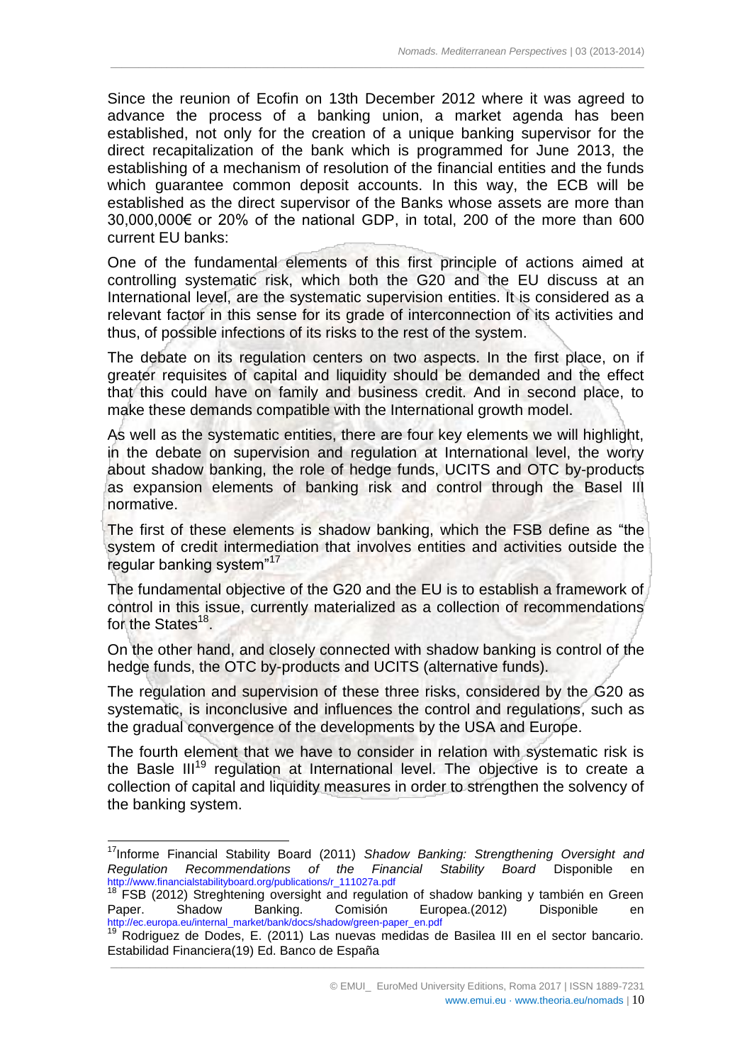Since the reunion of Ecofin on 13th December 2012 where it was agreed to advance the process of a banking union, a market agenda has been established, not only for the creation of a unique banking supervisor for the direct recapitalization of the bank which is programmed for June 2013, the establishing of a mechanism of resolution of the financial entities and the funds which guarantee common deposit accounts. In this way, the ECB will be established as the direct supervisor of the Banks whose assets are more than 30,000,000€ or 20% of the national GDP, in total, 200 of the more than 600 current EU banks:

One of the fundamental elements of this first principle of actions aimed at controlling systematic risk, which both the G20 and the EU discuss at an International level, are the systematic supervision entities. It is considered as a relevant factor in this sense for its grade of interconnection of its activities and thus, of possible infections of its risks to the rest of the system.

The debate on its regulation centers on two aspects. In the first place, on if greater requisites of capital and liquidity should be demanded and the effect that this could have on family and business credit. And in second place, to make these demands compatible with the International growth model.

As well as the systematic entities, there are four key elements we will highlight, in the debate on supervision and regulation at International level, the worry about shadow banking, the role of hedge funds, UCITS and OTC by-products as expansion elements of banking risk and control through the Basel III normative.

The first of these elements is shadow banking, which the FSB define as "the system of credit intermediation that involves entities and activities outside the regular banking system"[17]

The fundamental objective of the G20 and the EU is to establish a framework of control in this issue, currently materialized as a collection of recommendations for the States[18].

On the other hand, and closely connected with shadow banking is control of the hedge funds, the OTC by-products and UCITS (alternative funds).

The regulation and supervision of these three risks, considered by the G20 as systematic, is inconclusive and influences the control and regulations, such as the gradual convergence of the developments by the USA and Europe.

The fourth element that we have to consider in relation with systematic risk is the Basle III[19] regulation at International level. The objective is to create a collection of capital and liquidity measures in order to strengthen the solvency of the banking system.

---

[17] Informe Financial Stability Board (2011) *Shadow Banking: Strengthening Oversight and Regulation Recommendations of the Financial Stability Board* Disponible en http://www.financialstabilityboard.org/publications/r_111027a.pdf

[18] FSB (2012) Streghtening oversight and regulation of shadow banking y también en Green Paper. Shadow Banking. Comisión Europea.(2012) Disponible en http://ec.europa.eu/internal_market/bank/docs/shadow/green-paper_en.pdf

[19] Rodriguez de Dodes, E. (2011) Las nuevas medidas de Basilea III en el sector bancario. Estabilidad Financiera(19) Ed. Banco de España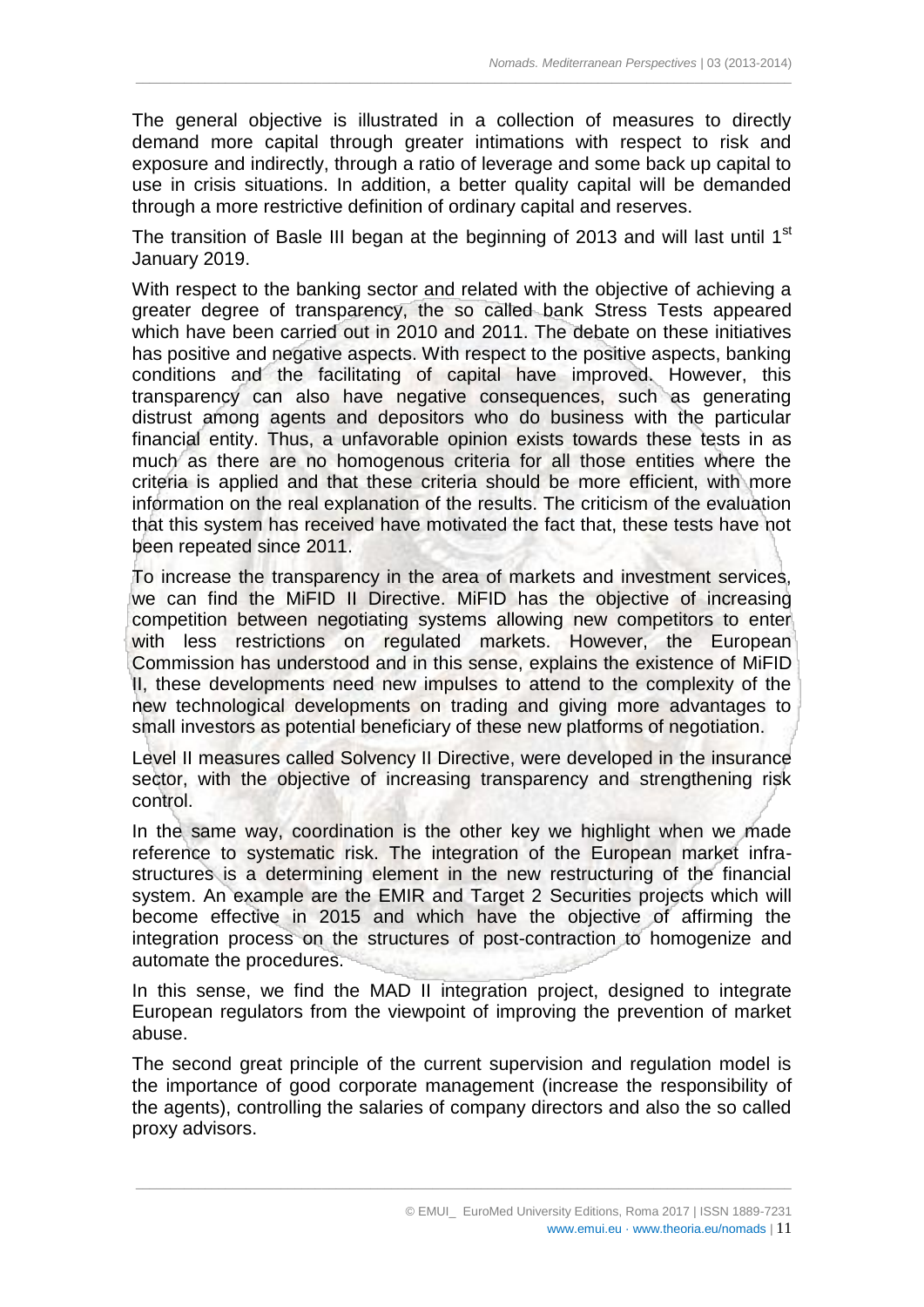The general objective is illustrated in a collection of measures to directly demand more capital through greater intimations with respect to risk and exposure and indirectly, through a ratio of leverage and some back up capital to use in crisis situations. In addition, a better quality capital will be demanded through a more restrictive definition of ordinary capital and reserves.

The transition of Basle III began at the beginning of 2013 and will last until 1st January 2019.

With respect to the banking sector and related with the objective of achieving a greater degree of transparency, the so called bank Stress Tests appeared which have been carried out in 2010 and 2011. The debate on these initiatives has positive and negative aspects. With respect to the positive aspects, banking conditions and the facilitating of capital have improved. However, this transparency can also have negative consequences, such as generating distrust among agents and depositors who do business with the particular financial entity. Thus, a unfavorable opinion exists towards these tests in as much as there are no homogenous criteria for all those entities where the criteria is applied and that these criteria should be more efficient, with more information on the real explanation of the results. The criticism of the evaluation that this system has received have motivated the fact that, these tests have not been repeated since 2011.

To increase the transparency in the area of markets and investment services, we can find the MiFID II Directive. MiFID has the objective of increasing competition between negotiating systems allowing new competitors to enter with less restrictions on regulated markets. However, the European Commission has understood and in this sense, explains the existence of MiFID II, these developments need new impulses to attend to the complexity of the new technological developments on trading and giving more advantages to small investors as potential beneficiary of these new platforms of negotiation.

Level II measures called Solvency II Directive, were developed in the insurance sector, with the objective of increasing transparency and strengthening risk control.

In the same way, coordination is the other key we highlight when we made reference to systematic risk. The integration of the European market infra-structures is a determining element in the new restructuring of the financial system. An example are the EMIR and Target 2 Securities projects which will become effective in 2015 and which have the objective of affirming the integration process on the structures of post-contraction to homogenize and automate the procedures.

In this sense, we find the MAD II integration project, designed to integrate European regulators from the viewpoint of improving the prevention of market abuse.

The second great principle of the current supervision and regulation model is the importance of good corporate management (increase the responsibility of the agents), controlling the salaries of company directors and also the so called proxy advisors.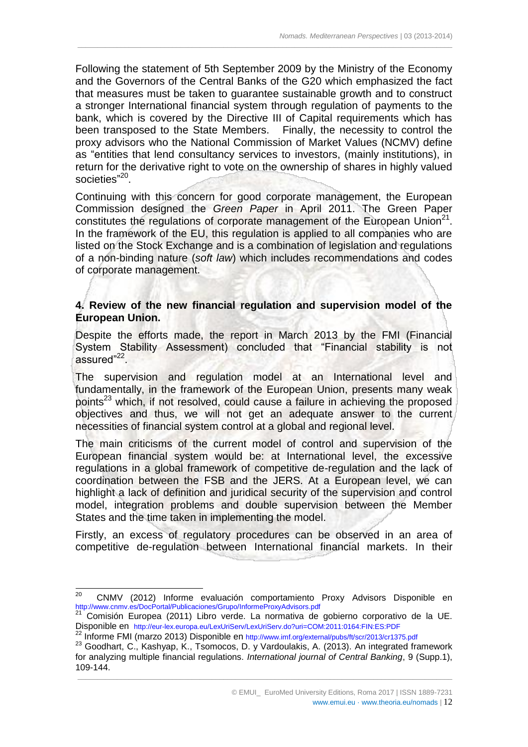Following the statement of 5th September 2009 by the Ministry of the Economy and the Governors of the Central Banks of the G20 which emphasized the fact that measures must be taken to guarantee sustainable growth and to construct a stronger International financial system through regulation of payments to the bank, which is covered by the Directive III of Capital requirements which has been transposed to the State Members. Finally, the necessity to control the proxy advisors who the National Commission of Market Values (NCMV) define as "entities that lend consultancy services to investors, (mainly institutions), in return for the derivative right to vote on the ownership of shares in highly valued societies"[20].

Continuing with this concern for good corporate management, the European Commission designed the *Green Paper* in April 2011. The Green Paper constitutes the regulations of corporate management of the European Union[21]. In the framework of the EU, this regulation is applied to all companies who are listed on the Stock Exchange and is a combination of legislation and regulations of a non-binding nature (*soft law*) which includes recommendations and codes of corporate management.

## 4. Review of the new financial regulation and supervision model of the European Union.

Despite the efforts made, the report in March 2013 by the FMI (Financial System Stability Assessment) concluded that "Financial stability is not assured"[22].

The supervision and regulation model at an International level and fundamentally, in the framework of the European Union, presents many weak points[23] which, if not resolved, could cause a failure in achieving the proposed objectives and thus, we will not get an adequate answer to the current necessities of financial system control at a global and regional level.

The main criticisms of the current model of control and supervision of the European financial system would be: at International level, the excessive regulations in a global framework of competitive de-regulation and the lack of coordination between the FSB and the JERS. At a European level, we can highlight a lack of definition and juridical security of the supervision and control model, integration problems and double supervision between the Member States and the time taken in implementing the model.

Firstly, an excess of regulatory procedures can be observed in an area of competitive de-regulation between International financial markets. In their

---

[20] CNMV (2012) Informe evaluación comportamiento Proxy Advisors Disponible en http://www.cnmv.es/DocPortal/Publicaciones/Grupo/InformeProxyAdvisors.pdf

[21] Comisión Europea (2011) Libro verde. La normativa de gobierno corporativo de la UE. Disponible en http://eur-lex.europa.eu/LexUriServ/LexUriServ.do?uri=COM:2011:0164:FIN:ES:PDF

[22] Informe FMI (marzo 2013) Disponible en http://www.imf.org/external/pubs/ft/scr/2013/cr1375.pdf

[23] Goodhart, C., Kashyap, K., Tsomocos, D. y Vardoulakis, A. (2013). An integrated framework for analyzing multiple financial regulations. *International journal of Central Banking*, 9 (Supp.1), 109-144.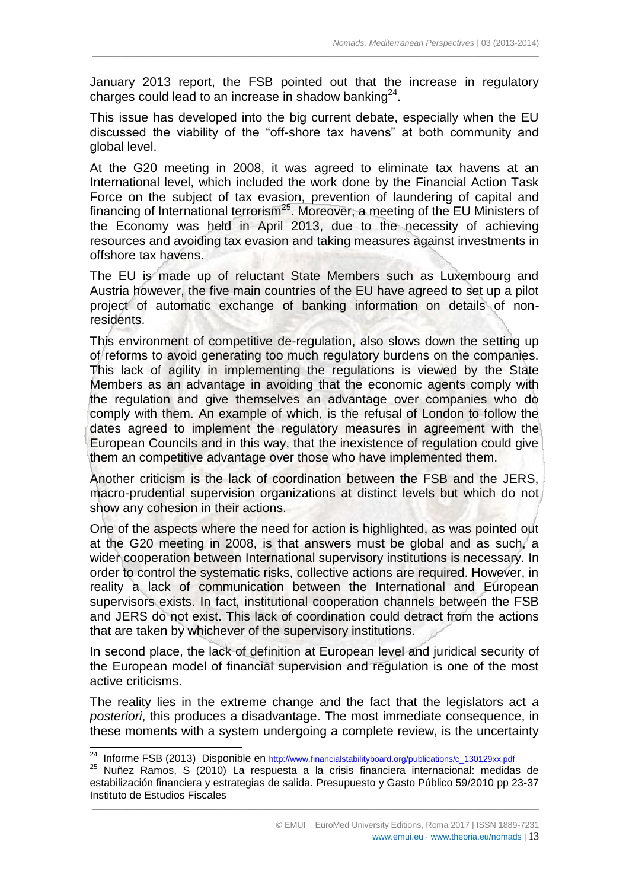January 2013 report, the FSB pointed out that the increase in regulatory charges could lead to an increase in shadow banking[24].

This issue has developed into the big current debate, especially when the EU discussed the viability of the "off-shore tax havens" at both community and global level.

At the G20 meeting in 2008, it was agreed to eliminate tax havens at an International level, which included the work done by the Financial Action Task Force on the subject of tax evasion, prevention of laundering of capital and financing of International terrorism[25]. Moreover, a meeting of the EU Ministers of the Economy was held in April 2013, due to the necessity of achieving resources and avoiding tax evasion and taking measures against investments in offshore tax havens.

The EU is made up of reluctant State Members such as Luxembourg and Austria however, the five main countries of the EU have agreed to set up a pilot project of automatic exchange of banking information on details of non-residents.

This environment of competitive de-regulation, also slows down the setting up of reforms to avoid generating too much regulatory burdens on the companies. This lack of agility in implementing the regulations is viewed by the State Members as an advantage in avoiding that the economic agents comply with the regulation and give themselves an advantage over companies who do comply with them. An example of which, is the refusal of London to follow the dates agreed to implement the regulatory measures in agreement with the European Councils and in this way, that the inexistence of regulation could give them an competitive advantage over those who have implemented them.

Another criticism is the lack of coordination between the FSB and the JERS, macro-prudential supervision organizations at distinct levels but which do not show any cohesion in their actions.

One of the aspects where the need for action is highlighted, as was pointed out at the G20 meeting in 2008, is that answers must be global and as such, a wider cooperation between International supervisory institutions is necessary. In order to control the systematic risks, collective actions are required. However, in reality a lack of communication between the International and European supervisors exists. In fact, institutional cooperation channels between the FSB and JERS do not exist. This lack of coordination could detract from the actions that are taken by whichever of the supervisory institutions.

In second place, the lack of definition at European level and juridical security of the European model of financial supervision and regulation is one of the most active criticisms.

The reality lies in the extreme change and the fact that the legislators act *a posteriori*, this produces a disadvantage. The most immediate consequence, in these moments with a system undergoing a complete review, is the uncertainty

---

[24] Informe FSB (2013) Disponible en http://www.financialstabilityboard.org/publications/c_130129xx.pdf

[25] Nuñez Ramos, S (2010) La respuesta a la crisis financiera internacional: medidas de estabilización financiera y estrategias de salida. Presupuesto y Gasto Público 59/2010 pp 23-37 Instituto de Estudios Fiscales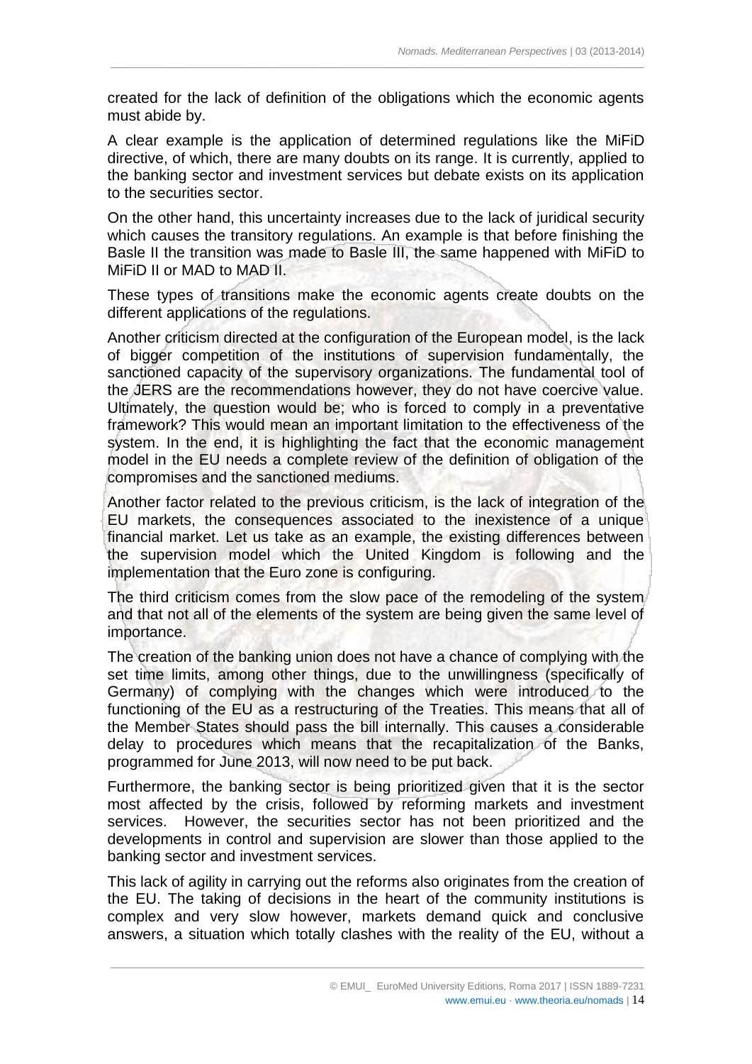created for the lack of definition of the obligations which the economic agents must abide by.

A clear example is the application of determined regulations like the MiFiD directive, of which, there are many doubts on its range. It is currently, applied to the banking sector and investment services but debate exists on its application to the securities sector.

On the other hand, this uncertainty increases due to the lack of juridical security which causes the transitory regulations. An example is that before finishing the Basle II the transition was made to Basle III, the same happened with MiFiD to MiFiD II or MAD to MAD II.

These types of transitions make the economic agents create doubts on the different applications of the regulations.

Another criticism directed at the configuration of the European model, is the lack of bigger competition of the institutions of supervision fundamentally, the sanctioned capacity of the supervisory organizations. The fundamental tool of the JERS are the recommendations however, they do not have coercive value. Ultimately, the question would be; who is forced to comply in a preventative framework? This would mean an important limitation to the effectiveness of the system. In the end, it is highlighting the fact that the economic management model in the EU needs a complete review of the definition of obligation of the compromises and the sanctioned mediums.

Another factor related to the previous criticism, is the lack of integration of the EU markets, the consequences associated to the inexistence of a unique financial market. Let us take as an example, the existing differences between the supervision model which the United Kingdom is following and the implementation that the Euro zone is configuring.

The third criticism comes from the slow pace of the remodeling of the system and that not all of the elements of the system are being given the same level of importance.

The creation of the banking union does not have a chance of complying with the set time limits, among other things, due to the unwillingness (specifically of Germany) of complying with the changes which were introduced to the functioning of the EU as a restructuring of the Treaties. This means that all of the Member States should pass the bill internally. This causes a considerable delay to procedures which means that the recapitalization of the Banks, programmed for June 2013, will now need to be put back.

Furthermore, the banking sector is being prioritized given that it is the sector most affected by the crisis, followed by reforming markets and investment services. However, the securities sector has not been prioritized and the developments in control and supervision are slower than those applied to the banking sector and investment services.

This lack of agility in carrying out the reforms also originates from the creation of the EU. The taking of decisions in the heart of the community institutions is complex and very slow however, markets demand quick and conclusive answers, a situation which totally clashes with the reality of the EU, without a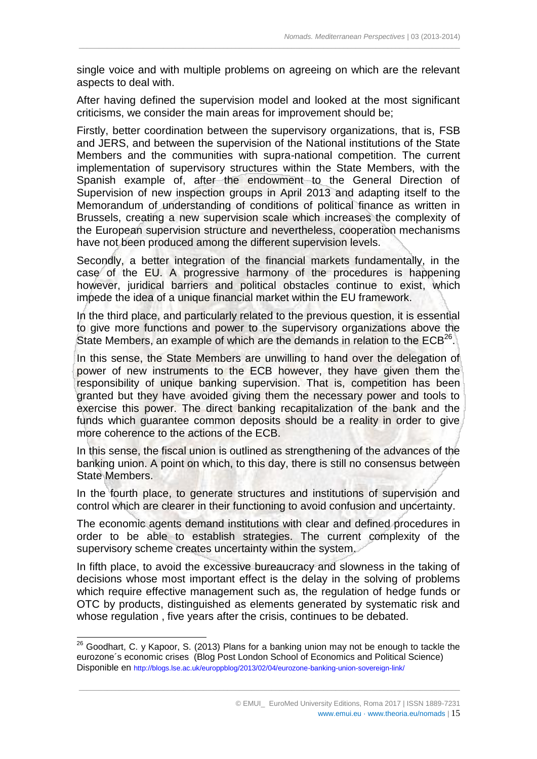single voice and with multiple problems on agreeing on which are the relevant aspects to deal with.

After having defined the supervision model and looked at the most significant criticisms, we consider the main areas for improvement should be;

Firstly, better coordination between the supervisory organizations, that is, FSB and JERS, and between the supervision of the National institutions of the State Members and the communities with supra-national competition. The current implementation of supervisory structures within the State Members, with the Spanish example of, after the endowment to the General Direction of Supervision of new inspection groups in April 2013 and adapting itself to the Memorandum of understanding of conditions of political finance as written in Brussels, creating a new supervision scale which increases the complexity of the European supervision structure and nevertheless, cooperation mechanisms have not been produced among the different supervision levels.

Secondly, a better integration of the financial markets fundamentally, in the case of the EU. A progressive harmony of the procedures is happening however, juridical barriers and political obstacles continue to exist, which impede the idea of a unique financial market within the EU framework.

In the third place, and particularly related to the previous question, it is essential to give more functions and power to the supervisory organizations above the State Members, an example of which are the demands in relation to the ECB[26].

In this sense, the State Members are unwilling to hand over the delegation of power of new instruments to the ECB however, they have given them the responsibility of unique banking supervision. That is, competition has been granted but they have avoided giving them the necessary power and tools to exercise this power. The direct banking recapitalization of the bank and the funds which guarantee common deposits should be a reality in order to give more coherence to the actions of the ECB.

In this sense, the fiscal union is outlined as strengthening of the advances of the banking union. A point on which, to this day, there is still no consensus between State Members.

In the fourth place, to generate structures and institutions of supervision and control which are clearer in their functioning to avoid confusion and uncertainty.

The economic agents demand institutions with clear and defined procedures in order to be able to establish strategies. The current complexity of the supervisory scheme creates uncertainty within the system.

In fifth place, to avoid the excessive bureaucracy and slowness in the taking of decisions whose most important effect is the delay in the solving of problems which require effective management such as, the regulation of hedge funds or OTC by products, distinguished as elements generated by systematic risk and whose regulation , five years after the crisis, continues to be debated.

---

[26] Goodhart, C. y Kapoor, S. (2013) Plans for a banking union may not be enough to tackle the eurozone´s economic crises (Blog Post London School of Economics and Political Science) Disponible en http://blogs.lse.ac.uk/europpblog/2013/02/04/eurozone-banking-union-sovereign-link/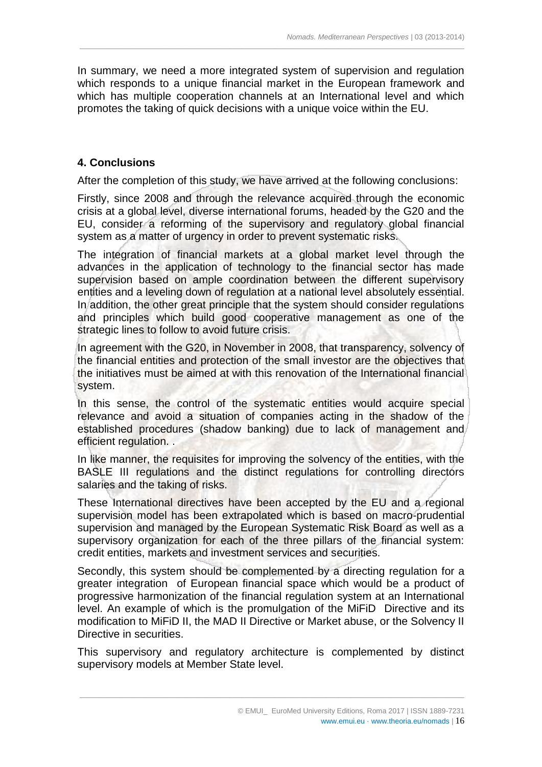In summary, we need a more integrated system of supervision and regulation which responds to a unique financial market in the European framework and which has multiple cooperation channels at an International level and which promotes the taking of quick decisions with a unique voice within the EU.

### 4. Conclusions

After the completion of this study, we have arrived at the following conclusions:

Firstly, since 2008 and through the relevance acquired through the economic crisis at a global level, diverse international forums, headed by the G20 and the EU, consider a reforming of the supervisory and regulatory global financial system as a matter of urgency in order to prevent systematic risks.

The integration of financial markets at a global market level through the advances in the application of technology to the financial sector has made supervision based on ample coordination between the different supervisory entities and a leveling down of regulation at a national level absolutely essential. In addition, the other great principle that the system should consider regulations and principles which build good cooperative management as one of the strategic lines to follow to avoid future crisis.

In agreement with the G20, in November in 2008, that transparency, solvency of the financial entities and protection of the small investor are the objectives that the initiatives must be aimed at with this renovation of the International financial system.

In this sense, the control of the systematic entities would acquire special relevance and avoid a situation of companies acting in the shadow of the established procedures (shadow banking) due to lack of management and efficient regulation. .

In like manner, the requisites for improving the solvency of the entities, with the BASLE III regulations and the distinct regulations for controlling directors salaries and the taking of risks.

These International directives have been accepted by the EU and a regional supervision model has been extrapolated which is based on macro-prudential supervision and managed by the European Systematic Risk Board as well as a supervisory organization for each of the three pillars of the financial system: credit entities, markets and investment services and securities.

Secondly, this system should be complemented by a directing regulation for a greater integration of European financial space which would be a product of progressive harmonization of the financial regulation system at an International level. An example of which is the promulgation of the MiFiD Directive and its modification to MiFiD II, the MAD II Directive or Market abuse, or the Solvency II Directive in securities.

This supervisory and regulatory architecture is complemented by distinct supervisory models at Member State level.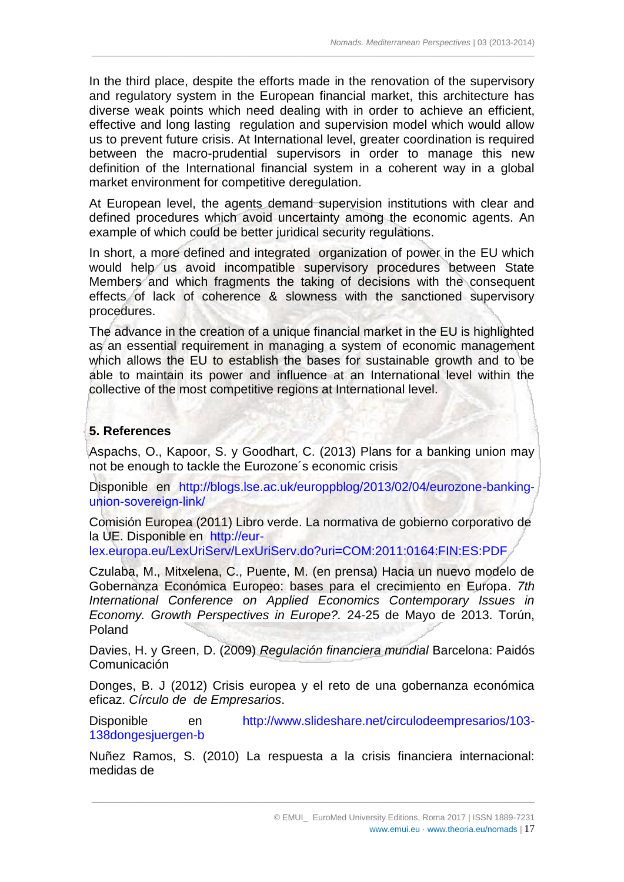In the third place, despite the efforts made in the renovation of the supervisory and regulatory system in the European financial market, this architecture has diverse weak points which need dealing with in order to achieve an efficient, effective and long lasting regulation and supervision model which would allow us to prevent future crisis. At International level, greater coordination is required between the macro-prudential supervisors in order to manage this new definition of the International financial system in a coherent way in a global market environment for competitive deregulation.

At European level, the agents demand supervision institutions with clear and defined procedures which avoid uncertainty among the economic agents. An example of which could be better juridical security regulations.

In short, a more defined and integrated organization of power in the EU which would help us avoid incompatible supervisory procedures between State Members and which fragments the taking of decisions with the consequent effects of lack of coherence & slowness with the sanctioned supervisory procedures.

The advance in the creation of a unique financial market in the EU is highlighted as an essential requirement in managing a system of economic management which allows the EU to establish the bases for sustainable growth and to be able to maintain its power and influence at an International level within the collective of the most competitive regions at International level.

## 5. References

Aspachs, O., Kapoor, S. y Goodhart, C. (2013) Plans for a banking union may not be enough to tackle the Eurozone´s economic crisis

Disponible en http://blogs.lse.ac.uk/europpblog/2013/02/04/eurozone-banking-union-sovereign-link/

Comisión Europea (2011) Libro verde. La normativa de gobierno corporativo de la UE. Disponible en http://eur-lex.europa.eu/LexUriServ/LexUriServ.do?uri=COM:2011:0164:FIN:ES:PDF

Czulaba, M., Mitxelena, C., Puente, M. (en prensa) Hacia un nuevo modelo de Gobernanza Económica Europeo: bases para el crecimiento en Europa. *7th International Conference on Applied Economics Contemporary Issues in Economy. Growth Perspectives in Europe?.* 24-25 de Mayo de 2013. Torún, Poland

Davies, H. y Green, D. (2009) *Regulación financiera mundial* Barcelona: Paidós Comunicación

Donges, B. J (2012) Crisis europea y el reto de una gobernanza económica eficaz. *Círculo de de Empresarios*.

Disponible en http://www.slideshare.net/circulodeempresarios/103-138dongesjuergen-b

Nuñez Ramos, S. (2010) La respuesta a la crisis financiera internacional: medidas de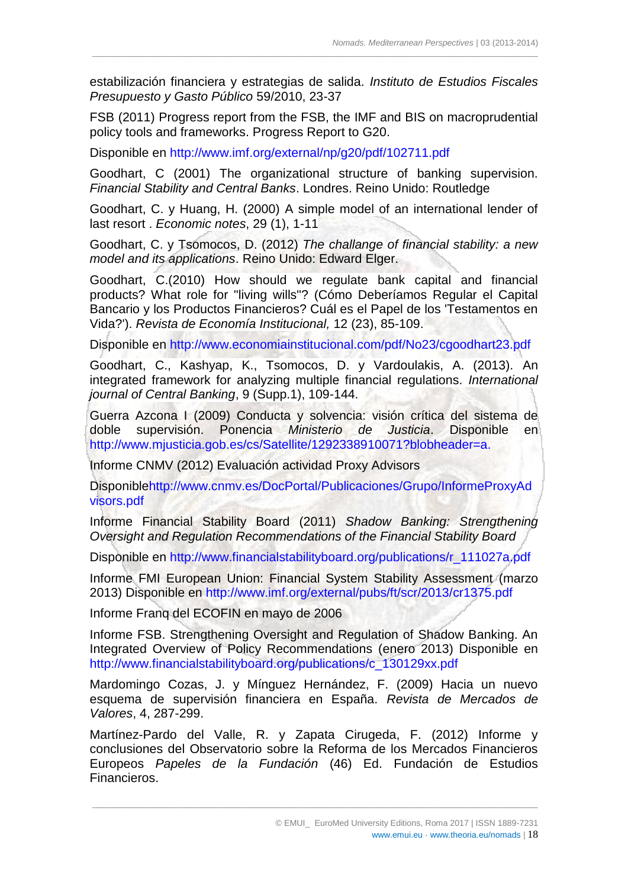estabilización financiera y estrategias de salida. *Instituto de Estudios Fiscales Presupuesto y Gasto Público* 59/2010, 23-37

FSB (2011) Progress report from the FSB, the IMF and BIS on macroprudential policy tools and frameworks. Progress Report to G20.

Disponible en http://www.imf.org/external/np/g20/pdf/102711.pdf

Goodhart, C (2001) The organizational structure of banking supervision. *Financial Stability and Central Banks*. Londres. Reino Unido: Routledge

Goodhart, C. y Huang, H. (2000) A simple model of an international lender of last resort . *Economic notes*, 29 (1), 1-11

Goodhart, C. y Tsomocos, D. (2012) *The challange of financial stability: a new model and its applications*. Reino Unido: Edward Elger.

Goodhart, C.(2010) How should we regulate bank capital and financial products? What role for "living wills"? (Cómo Deberíamos Regular el Capital Bancario y los Productos Financieros? Cuál es el Papel de los 'Testamentos en Vida?'). *Revista de Economía Institucional,* 12 (23), 85-109.

Disponible en http://www.economiainstitucional.com/pdf/No23/cgoodhart23.pdf

Goodhart, C., Kashyap, K., Tsomocos, D. y Vardoulakis, A. (2013). An integrated framework for analyzing multiple financial regulations. *International journal of Central Banking*, 9 (Supp.1), 109-144.

Guerra Azcona I (2009) Conducta y solvencia: visión crítica del sistema de doble supervisión. Ponencia *Ministerio de Justicia*. Disponible en http://www.mjusticia.gob.es/cs/Satellite/1292338910071?blobheader=a.

Informe CNMV (2012) Evaluación actividad Proxy Advisors

Disponiblehttp://www.cnmv.es/DocPortal/Publicaciones/Grupo/InformeProxyAdvisors.pdf

Informe Financial Stability Board (2011) *Shadow Banking: Strengthening Oversight and Regulation Recommendations of the Financial Stability Board*

Disponible en http://www.financialstabilityboard.org/publications/r_111027a.pdf

Informe FMI European Union: Financial System Stability Assessment (marzo 2013) Disponible en http://www.imf.org/external/pubs/ft/scr/2013/cr1375.pdf

Informe Franq del ECOFIN en mayo de 2006

Informe FSB. Strengthening Oversight and Regulation of Shadow Banking. An Integrated Overview of Policy Recommendations (enero 2013) Disponible en http://www.financialstabilityboard.org/publications/c_130129xx.pdf

Mardomingo Cozas, J. y Mínguez Hernández, F. (2009) Hacia un nuevo esquema de supervisión financiera en España. *Revista de Mercados de Valores*, 4, 287-299.

Martínez-Pardo del Valle, R. y Zapata Cirugeda, F. (2012) Informe y conclusiones del Observatorio sobre la Reforma de los Mercados Financieros Europeos *Papeles de la Fundación* (46) Ed. Fundación de Estudios Financieros.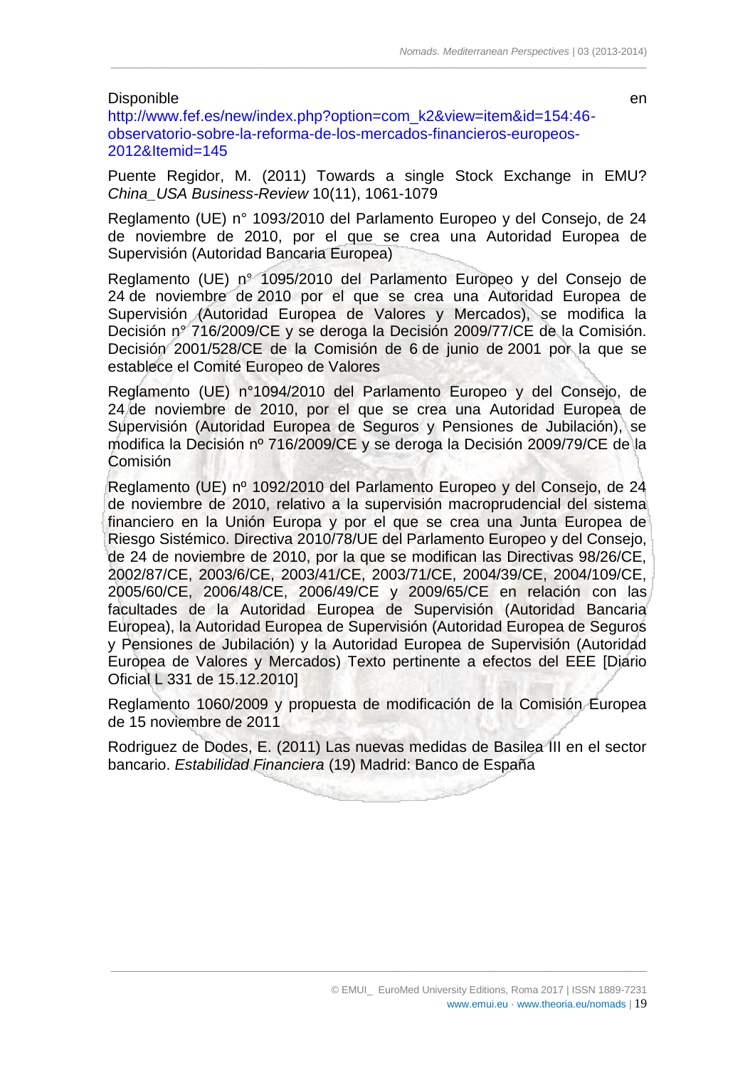Disponible en http://www.fef.es/new/index.php?option=com_k2&view=item&id=154:46-observatorio-sobre-la-reforma-de-los-mercados-financieros-europeos-2012&Itemid=145

Puente Regidor, M. (2011) Towards a single Stock Exchange in EMU? *China_USA Business-Review* 10(11), 1061-1079

Reglamento (UE) n° 1093/2010 del Parlamento Europeo y del Consejo, de 24 de noviembre de 2010, por el que se crea una Autoridad Europea de Supervisión (Autoridad Bancaria Europea)

Reglamento (UE) n° 1095/2010 del Parlamento Europeo y del Consejo de 24 de noviembre de 2010 por el que se crea una Autoridad Europea de Supervisión (Autoridad Europea de Valores y Mercados), se modifica la Decisión n° 716/2009/CE y se deroga la Decisión 2009/77/CE de la Comisión. Decisión 2001/528/CE de la Comisión de 6 de junio de 2001 por la que se establece el Comité Europeo de Valores

Reglamento (UE) n°1094/2010 del Parlamento Europeo y del Consejo, de 24 de noviembre de 2010, por el que se crea una Autoridad Europea de Supervisión (Autoridad Europea de Seguros y Pensiones de Jubilación), se modifica la Decisión nº 716/2009/CE y se deroga la Decisión 2009/79/CE de la Comisión

Reglamento (UE) nº 1092/2010 del Parlamento Europeo y del Consejo, de 24 de noviembre de 2010, relativo a la supervisión macroprudencial del sistema financiero en la Unión Europa y por el que se crea una Junta Europea de Riesgo Sistémico. Directiva 2010/78/UE del Parlamento Europeo y del Consejo, de 24 de noviembre de 2010, por la que se modifican las Directivas 98/26/CE, 2002/87/CE, 2003/6/CE, 2003/41/CE, 2003/71/CE, 2004/39/CE, 2004/109/CE, 2005/60/CE, 2006/48/CE, 2006/49/CE y 2009/65/CE en relación con las facultades de la Autoridad Europea de Supervisión (Autoridad Bancaria Europea), la Autoridad Europea de Supervisión (Autoridad Europea de Seguros y Pensiones de Jubilación) y la Autoridad Europea de Supervisión (Autoridad Europea de Valores y Mercados) Texto pertinente a efectos del EEE [Diario Oficial L 331 de 15.12.2010]

Reglamento 1060/2009 y propuesta de modificación de la Comisión Europea de 15 noviembre de 2011

Rodriguez de Dodes, E. (2011) Las nuevas medidas de Basilea III en el sector bancario. *Estabilidad Financiera* (19) Madrid: Banco de España